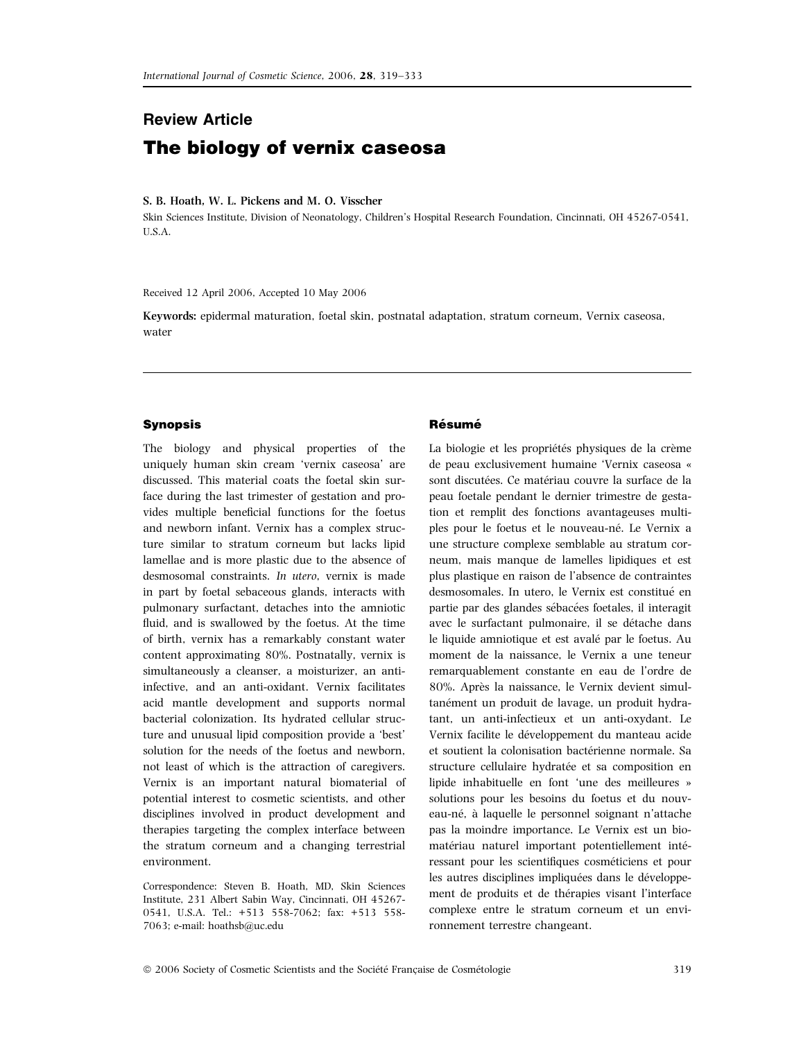## Review Article

# The biology of vernix caseosa

**S. B. Hoath, W. L. Pickens and M. O. Visscher**

Skin Sciences Institute, Division of Neonatology, Children's Hospital Research Foundation, Cincinnati, OH 45267-0541, U.S.A.

Received 12 April 2006, Accepted 10 May 2006

**Keywords:** epidermal maturation, foetal skin, postnatal adaptation, stratum corneum, Vernix caseosa, water

## Synopsis

The biology and physical properties of the uniquely human skin cream 'vernix caseosa' are discussed. This material coats the foetal skin surface during the last trimester of gestation and provides multiple beneficial functions for the foetus and newborn infant. Vernix has a complex structure similar to stratum corneum but lacks lipid lamellae and is more plastic due to the absence of desmosomal constraints. *In utero*, vernix is made in part by foetal sebaceous glands, interacts with pulmonary surfactant, detaches into the amniotic fluid, and is swallowed by the foetus. At the time of birth, vernix has a remarkably constant water content approximating 80%. Postnatally, vernix is simultaneously a cleanser, a moisturizer, an anti-infective, and an anti-oxidant. Vernix facilitates acid mantle development and supports normal bacterial colonization. Its hydrated cellular structure and unusual lipid composition provide a 'best' solution for the needs of the foetus and newborn, not least of which is the attraction of caregivers. Vernix is an important natural biomaterial of potential interest to cosmetic scientists, and other disciplines involved in product development and therapies targeting the complex interface between the stratum corneum and a changing terrestrial environment.

Correspondence: Steven B. Hoath, MD, Skin Sciences Institute, 231 Albert Sabin Way, Cincinnati, OH 45267-0541, U.S.A. Tel.: +513 558-7062; fax: +513 558-7063; e-mail: hoathsb@uc.edu

## Résumé

La biologie et les propriétés physiques de la crème de peau exclusivement humaine 'Vernix caseosa « sont discutées. Ce matériau couvre la surface de la peau foetale pendant le dernier trimestre de gestation et remplit des fonctions avantageuses multiples pour le foetus et le nouveau-né. Le Vernix a une structure complexe semblable au stratum corneum, mais manque de lamelles lipidiques et est plus plastique en raison de l'absence de contraintes desmosomales. In utero, le Vernix est constitué en partie par des glandes sébacées foetales, il interagit avec le surfactant pulmonaire, il se détache dans le liquide amniotique et est avalé par le foetus. Au moment de la naissance, le Vernix a une teneur remarquablement constante en eau de l'ordre de 80%. Après la naissance, le Vernix devient simultanément un produit de lavage, un produit hydratant, un anti-infectieux et un anti-oxydant. Le Vernix facilite le développement du manteau acide et soutient la colonisation bactérienne normale. Sa structure cellulaire hydratée et sa composition en lipide inhabituelle en font 'une des meilleures » solutions pour les besoins du foetus et du nouveau-né, à laquelle le personnel soignant n'attache pas la moindre importance. Le Vernix est un biomatériau naturel important potentiellement intéressant pour les scientifiques cosméticiens et pour les autres disciplines impliquées dans le développement de produits et de thérapies visant l'interface complexe entre le stratum corneum et un environnement terrestre changeant.

© 2006 Society of Cosmetic Scientists and the Société Française de Cosmétologie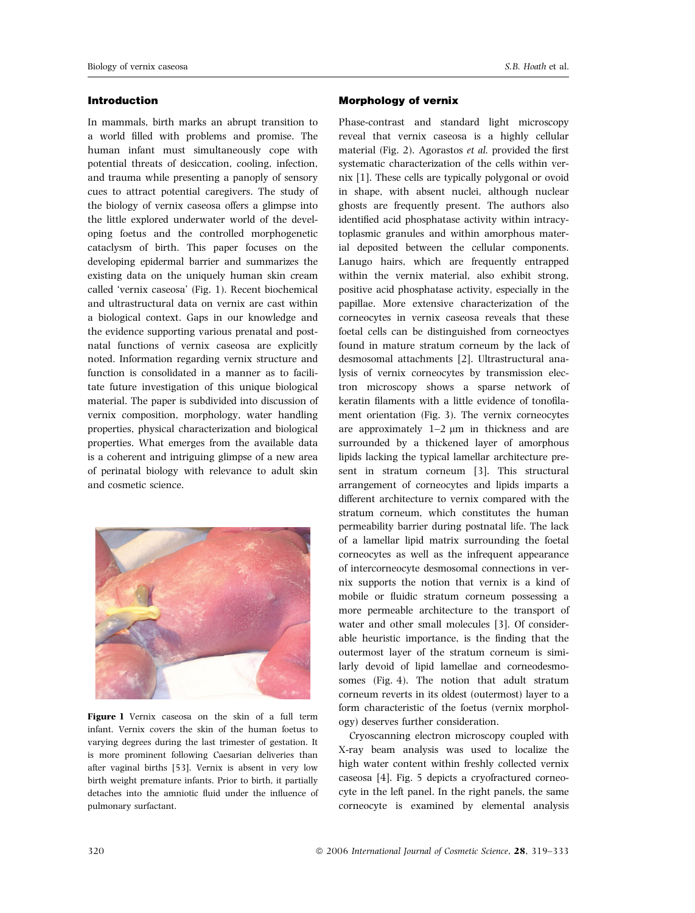## Introduction

In mammals, birth marks an abrupt transition to a world filled with problems and promise. The human infant must simultaneously cope with potential threats of desiccation, cooling, infection, and trauma while presenting a panoply of sensory cues to attract potential caregivers. The study of the biology of vernix caseosa offers a glimpse into the little explored underwater world of the developing foetus and the controlled morphogenetic cataclysm of birth. This paper focuses on the developing epidermal barrier and summarizes the existing data on the uniquely human skin cream called 'vernix caseosa' (Fig. 1). Recent biochemical and ultrastructural data on vernix are cast within a biological context. Gaps in our knowledge and the evidence supporting various prenatal and postnatal functions of vernix caseosa are explicitly noted. Information regarding vernix structure and function is consolidated in a manner as to facilitate future investigation of this unique biological material. The paper is subdivided into discussion of vernix composition, morphology, water handling properties, physical characterization and biological properties. What emerges from the available data is a coherent and intriguing glimpse of a new area of perinatal biology with relevance to adult skin and cosmetic science.

**Figure 1** Vernix caseosa on the skin of a full term infant. Vernix covers the skin of the human foetus to varying degrees during the last trimester of gestation. It is more prominent following Caesarian deliveries than after vaginal births [53]. Vernix is absent in very low birth weight premature infants. Prior to birth, it partially detaches into the amniotic fluid under the influence of pulmonary surfactant.

## Morphology of vernix

Phase-contrast and standard light microscopy reveal that vernix caseosa is a highly cellular material (Fig. 2). Agorastos *et al.* provided the first systematic characterization of the cells within vernix [1]. These cells are typically polygonal or ovoid in shape, with absent nuclei, although nuclear ghosts are frequently present. The authors also identified acid phosphatase activity within intracytoplasmic granules and within amorphous material deposited between the cellular components. Lanugo hairs, which are frequently entrapped within the vernix material, also exhibit strong, positive acid phosphatase activity, especially in the papillae. More extensive characterization of the corneocytes in vernix caseosa reveals that these foetal cells can be distinguished from corneoctyes found in mature stratum corneum by the lack of desmosomal attachments [2]. Ultrastructural analysis of vernix corneocytes by transmission electron microscopy shows a sparse network of keratin filaments with a little evidence of tonofilament orientation (Fig. 3). The vernix corneocytes are approximately 1–2 μm in thickness and are surrounded by a thickened layer of amorphous lipids lacking the typical lamellar architecture present in stratum corneum [3]. This structural arrangement of corneocytes and lipids imparts a different architecture to vernix compared with the stratum corneum, which constitutes the human permeability barrier during postnatal life. The lack of a lamellar lipid matrix surrounding the foetal corneocytes as well as the infrequent appearance of intercorneocyte desmosomal connections in vernix supports the notion that vernix is a kind of mobile or fluidic stratum corneum possessing a more permeable architecture to the transport of water and other small molecules [3]. Of considerable heuristic importance, is the finding that the outermost layer of the stratum corneum is similarly devoid of lipid lamellae and corneodesmosomes (Fig. 4). The notion that adult stratum corneum reverts in its oldest (outermost) layer to a form characteristic of the foetus (vernix morphology) deserves further consideration.

Cryoscanning electron microscopy coupled with X-ray beam analysis was used to localize the high water content within freshly collected vernix caseosa [4]. Fig. 5 depicts a cryofractured corneocyte in the left panel. In the right panels, the same corneocyte is examined by elemental analysis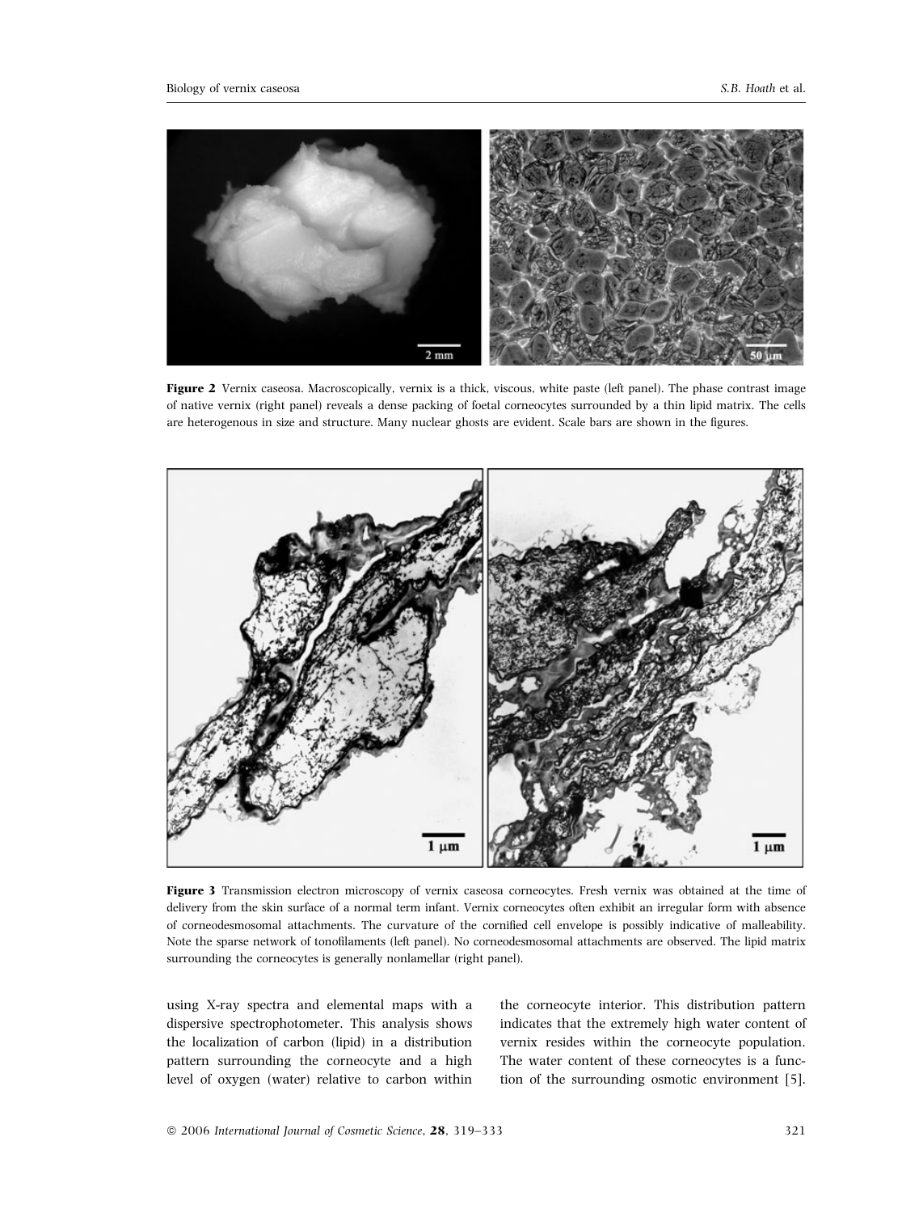**Figure 2** Vernix caseosa. Macroscopically, vernix is a thick, viscous, white paste (left panel). The phase contrast image of native vernix (right panel) reveals a dense packing of foetal corneocytes surrounded by a thin lipid matrix. The cells are heterogenous in size and structure. Many nuclear ghosts are evident. Scale bars are shown in the figures.

**Figure 3** Transmission electron microscopy of vernix caseosa corneocytes. Fresh vernix was obtained at the time of delivery from the skin surface of a normal term infant. Vernix corneocytes often exhibit an irregular form with absence of corneodesmosomal attachments. The curvature of the cornified cell envelope is possibly indicative of malleability. Note the sparse network of tonofilaments (left panel). No corneodesmosomal attachments are observed. The lipid matrix surrounding the corneocytes is generally nonlamellar (right panel).

using X-ray spectra and elemental maps with a dispersive spectrophotometer. This analysis shows the localization of carbon (lipid) in a distribution pattern surrounding the corneocyte and a high level of oxygen (water) relative to carbon within the corneocyte interior. This distribution pattern indicates that the extremely high water content of vernix resides within the corneocyte population. The water content of these corneocytes is a function of the surrounding osmotic environment [5].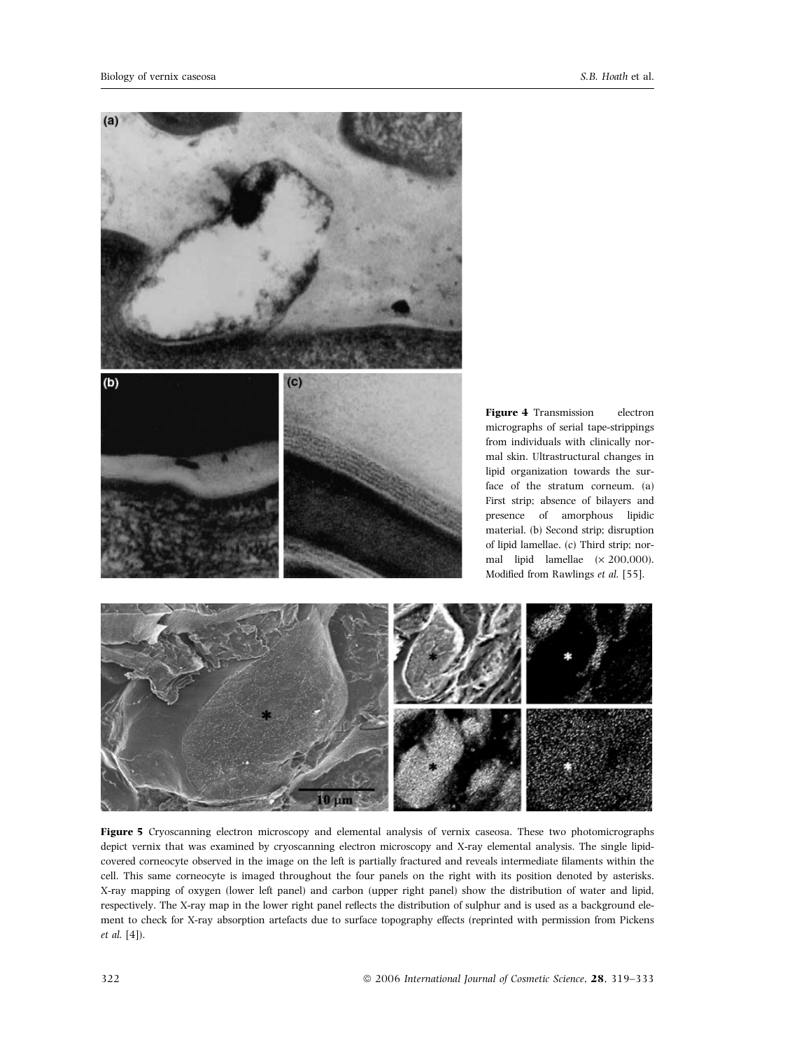**Figure 4** Transmission electron micrographs of serial tape-strippings from individuals with clinically normal skin. Ultrastructural changes in lipid organization towards the surface of the stratum corneum. (a) First strip; absence of bilayers and presence of amorphous lipidic material. (b) Second strip; disruption of lipid lamellae. (c) Third strip; normal lipid lamellae ($\times$ 200,000). Modified from Rawlings *et al.* [55].

**Figure 5** Cryoscanning electron microscopy and elemental analysis of vernix caseosa. These two photomicrographs depict vernix that was examined by cryoscanning electron microscopy and X-ray elemental analysis. The single lipid-covered corneocyte observed in the image on the left is partially fractured and reveals intermediate filaments within the cell. This same corneocyte is imaged throughout the four panels on the right with its position denoted by asterisks. X-ray mapping of oxygen (lower left panel) and carbon (upper right panel) show the distribution of water and lipid, respectively. The X-ray map in the lower right panel reflects the distribution of sulphur and is used as a background element to check for X-ray absorption artefacts due to surface topography effects (reprinted with permission from Pickens *et al.* [4]).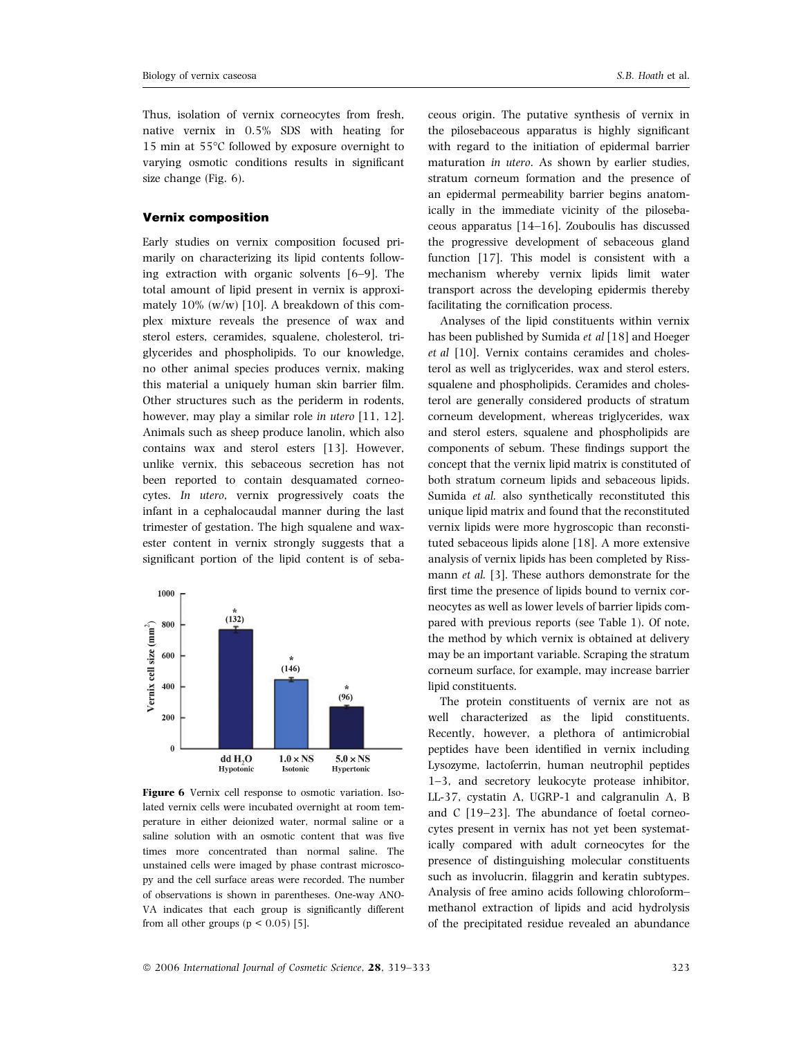Thus, isolation of vernix corneocytes from fresh, native vernix in 0.5% SDS with heating for 15 min at 55°C followed by exposure overnight to varying osmotic conditions results in significant size change (Fig. 6).

### Vernix composition

Early studies on vernix composition focused primarily on characterizing its lipid contents following extraction with organic solvents [6–9]. The total amount of lipid present in vernix is approximately 10% (w/w) [10]. A breakdown of this complex mixture reveals the presence of wax and sterol esters, ceramides, squalene, cholesterol, triglycerides and phospholipids. To our knowledge, no other animal species produces vernix, making this material a uniquely human skin barrier film. Other structures such as the periderm in rodents, however, may play a similar role *in utero* [11, 12]. Animals such as sheep produce lanolin, which also contains wax and sterol esters [13]. However, unlike vernix, this sebaceous secretion has not been reported to contain desquamated corneocytes. *In utero*, vernix progressively coats the infant in a cephalocaudal manner during the last trimester of gestation. The high squalene and wax-ester content in vernix strongly suggests that a significant portion of the lipid content is of sebaceous origin. The putative synthesis of vernix in the pilosebaceous apparatus is highly significant with regard to the initiation of epidermal barrier maturation *in utero*. As shown by earlier studies, stratum corneum formation and the presence of an epidermal permeability barrier begins anatomically in the immediate vicinity of the pilosebaceous apparatus [14–16]. Zouboulis has discussed the progressive development of sebaceous gland function [17]. This model is consistent with a mechanism whereby vernix lipids limit water transport across the developing epidermis thereby facilitating the cornification process.

Vernix cell size ($mm^2$)
1000
800
600
400
200
0
*
(132)
*
(146)
*
(96)
dd $H_2O$
Hypotonic
$1.0 \times$ NS
Isotonic
$5.0 \times$ NS
Hypertonic

**Figure 6** Vernix cell response to osmotic variation. Isolated vernix cells were incubated overnight at room temperature in either deionized water, normal saline or a saline solution with an osmotic content that was five times more concentrated than normal saline. The unstained cells were imaged by phase contrast microscopy and the cell surface areas were recorded. The number of observations is shown in parentheses. One-way ANOVA indicates that each group is significantly different from all other groups ($p < 0.05$) [5].

Analyses of the lipid constituents within vernix has been published by Sumida *et al* [18] and Hoeger *et al* [10]. Vernix contains ceramides and cholesterol as well as triglycerides, wax and sterol esters, squalene and phospholipids. Ceramides and cholesterol are generally considered products of stratum corneum development, whereas triglycerides, wax and sterol esters, squalene and phospholipids are components of sebum. These findings support the concept that the vernix lipid matrix is constituted of both stratum corneum lipids and sebaceous lipids. Sumida *et al.* also synthetically reconstituted this unique lipid matrix and found that the reconstituted vernix lipids were more hygroscopic than reconstituted sebaceous lipids alone [18]. A more extensive analysis of vernix lipids has been completed by Rissmann *et al.* [3]. These authors demonstrate for the first time the presence of lipids bound to vernix corneocytes as well as lower levels of barrier lipids compared with previous reports (see Table 1). Of note, the method by which vernix is obtained at delivery may be an important variable. Scraping the stratum corneum surface, for example, may increase barrier lipid constituents.

The protein constituents of vernix are not as well characterized as the lipid constituents. Recently, however, a plethora of antimicrobial peptides have been identified in vernix including Lysozyme, lactoferrin, human neutrophil peptides 1–3, and secretory leukocyte protease inhibitor, LL-37, cystatin A, UGRP-1 and calgranulin A, B and C [19–23]. The abundance of foetal corneocytes present in vernix has not yet been systematically compared with adult corneocytes for the presence of distinguishing molecular constituents such as involucrin, filaggrin and keratin subtypes. Analysis of free amino acids following chloroform–methanol extraction of lipids and acid hydrolysis of the precipitated residue revealed an abundance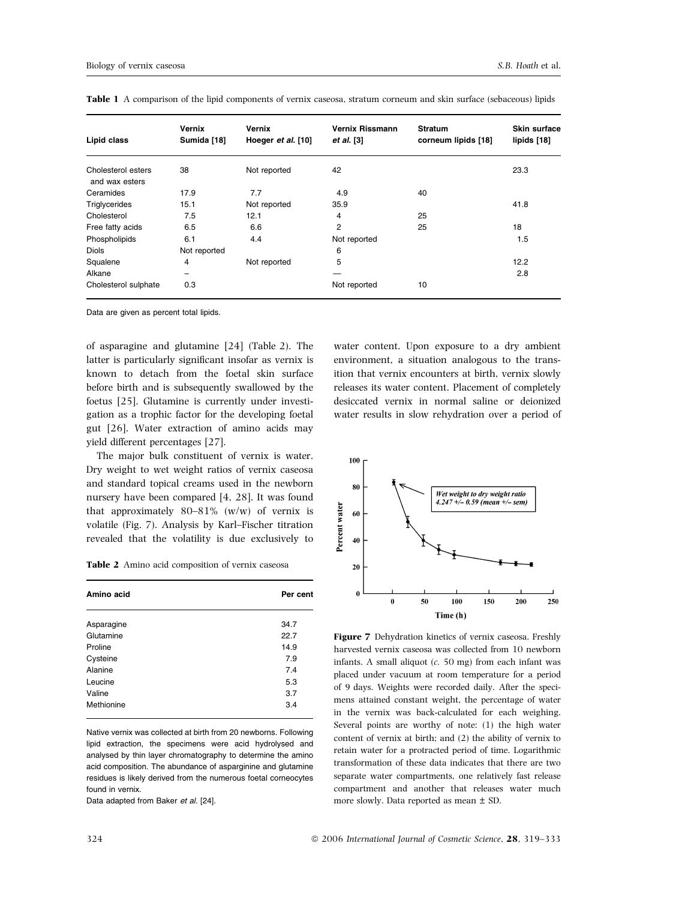**Table 1** A comparison of the lipid components of vernix caseosa, stratum corneum and skin surface (sebaceous) lipids

| Lipid class | Vernix Sumida [18] | Vernix Hoeger *et al.* [10] | Vernix Rissmann *et al.* [3] | Stratum corneum lipids [18] | Skin surface lipids [18] |
|---|---|---|---|---|---|
| Cholesterol esters and wax esters | 38 | Not reported | 42 | | 23.3 |
| Ceramides | 17.9 | 7.7 | 4.9 | 40 | |
| Triglycerides | 15.1 | Not reported | 35.9 | | 41.8 |
| Cholesterol | 7.5 | 12.1 | 4 | 25 | |
| Free fatty acids | 6.5 | 6.6 | 2 | 25 | 18 |
| Phospholipids | 6.1 | 4.4 | Not reported | | 1.5 |
| Diols | Not reported | | 6 | | |
| Squalene | 4 | Not reported | 5 | | 12.2 |
| Alkane | – | | — | | 2.8 |
| Cholesterol sulphate | 0.3 | | Not reported | 10 | |

Data are given as percent total lipids.

of asparagine and glutamine [24] (Table 2). The latter is particularly significant insofar as vernix is known to detach from the foetal skin surface before birth and is subsequently swallowed by the foetus [25]. Glutamine is currently under investigation as a trophic factor for the developing foetal gut [26]. Water extraction of amino acids may yield different percentages [27].

The major bulk constituent of vernix is water. Dry weight to wet weight ratios of vernix caseosa and standard topical creams used in the newborn nursery have been compared [4, 28]. It was found that approximately 80–81% (w/w) of vernix is volatile (Fig. 7). Analysis by Karl–Fischer titration revealed that the volatility is due exclusively to water content. Upon exposure to a dry ambient environment, a situation analogous to the transition that vernix encounters at birth, vernix slowly releases its water content. Placement of completely desiccated vernix in normal saline or deionized water results in slow rehydration over a period of

**Table 2** Amino acid composition of vernix caseosa

| Amino acid | Per cent |
|---|---|
| Asparagine | 34.7 |
| Glutamine | 22.7 |
| Proline | 14.9 |
| Cysteine | 7.9 |
| Alanine | 7.4 |
| Leucine | 5.3 |
| Valine | 3.7 |
| Methionine | 3.4 |

Native vernix was collected at birth from 20 newborns. Following lipid extraction, the specimens were acid hydrolysed and analysed by thin layer chromatography to determine the amino acid composition. The abundance of asparginine and glutamine residues is likely derived from the numerous foetal corneocytes found in vernix.

Data adapted from Baker *et al.* [24].

**Figure 7** Dehydration kinetics of vernix caseosa. Freshly harvested vernix caseosa was collected from 10 newborn infants. A small aliquot (*c.* 50 mg) from each infant was placed under vacuum at room temperature for a period of 9 days. Weights were recorded daily. After the specimens attained constant weight, the percentage of water in the vernix was back-calculated for each weighing. Several points are worthy of note: (1) the high water content of vernix at birth; and (2) the ability of vernix to retain water for a protracted period of time. Logarithmic transformation of these data indicates that there are two separate water compartments, one relatively fast release compartment and another that releases water much more slowly. Data reported as mean ± SD.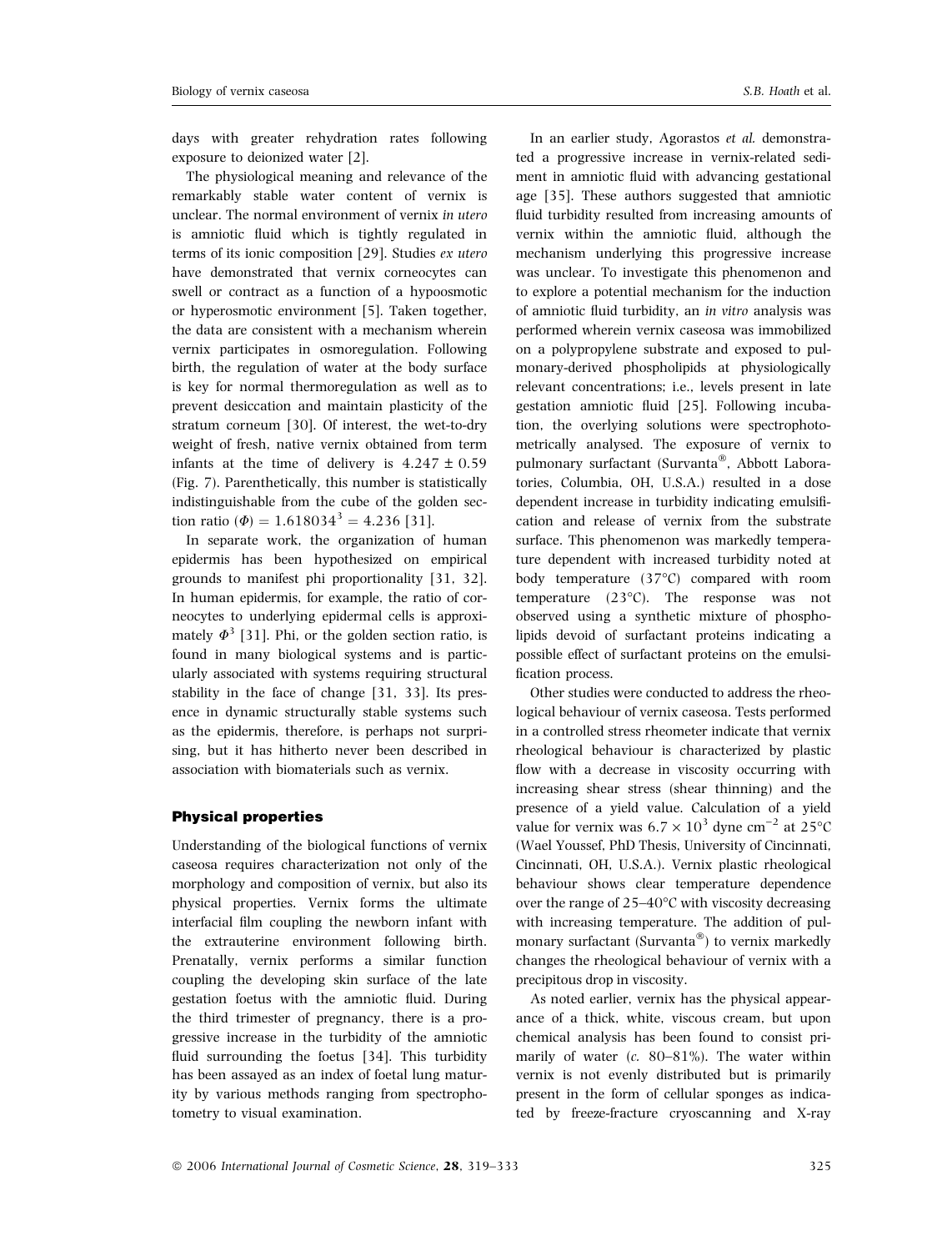days with greater rehydration rates following exposure to deionized water [2].

The physiological meaning and relevance of the remarkably stable water content of vernix is unclear. The normal environment of vernix *in utero* is amniotic fluid which is tightly regulated in terms of its ionic composition [29]. Studies *ex utero* have demonstrated that vernix corneocytes can swell or contract as a function of a hypoosmotic or hyperosmotic environment [5]. Taken together, the data are consistent with a mechanism wherein vernix participates in osmoregulation. Following birth, the regulation of water at the body surface is key for normal thermoregulation as well as to prevent desiccation and maintain plasticity of the stratum corneum [30]. Of interest, the wet-to-dry weight of fresh, native vernix obtained from term infants at the time of delivery is $4.247 \pm 0.59$ (Fig. 7). Parenthetically, this number is statistically indistinguishable from the cube of the golden section ratio $(\Phi) = 1.618034^3 = 4.236$ [31].

In separate work, the organization of human epidermis has been hypothesized on empirical grounds to manifest phi proportionality [31, 32]. In human epidermis, for example, the ratio of corneocytes to underlying epidermal cells is approximately $\Phi^3$ [31]. Phi, or the golden section ratio, is found in many biological systems and is particularly associated with systems requiring structural stability in the face of change [31, 33]. Its presence in dynamic structurally stable systems such as the epidermis, therefore, is perhaps not surprising, but it has hitherto never been described in association with biomaterials such as vernix.

## Physical properties

Understanding of the biological functions of vernix caseosa requires characterization not only of the morphology and composition of vernix, but also its physical properties. Vernix forms the ultimate interfacial film coupling the newborn infant with the extrauterine environment following birth. Prenatally, vernix performs a similar function coupling the developing skin surface of the late gestation foetus with the amniotic fluid. During the third trimester of pregnancy, there is a progressive increase in the turbidity of the amniotic fluid surrounding the foetus [34]. This turbidity has been assayed as an index of foetal lung maturity by various methods ranging from spectrophotometry to visual examination.

In an earlier study, Agorastos *et al.* demonstrated a progressive increase in vernix-related sediment in amniotic fluid with advancing gestational age [35]. These authors suggested that amniotic fluid turbidity resulted from increasing amounts of vernix within the amniotic fluid, although the mechanism underlying this progressive increase was unclear. To investigate this phenomenon and to explore a potential mechanism for the induction of amniotic fluid turbidity, an *in vitro* analysis was performed wherein vernix caseosa was immobilized on a polypropylene substrate and exposed to pulmonary-derived phospholipids at physiologically relevant concentrations; i.e., levels present in late gestation amniotic fluid [25]. Following incubation, the overlying solutions were spectrophotometrically analysed. The exposure of vernix to pulmonary surfactant (Survanta®, Abbott Laboratories, Columbia, OH, U.S.A.) resulted in a dose dependent increase in turbidity indicating emulsification and release of vernix from the substrate surface. This phenomenon was markedly temperature dependent with increased turbidity noted at body temperature (37°C) compared with room temperature (23°C). The response was not observed using a synthetic mixture of phospholipids devoid of surfactant proteins indicating a possible effect of surfactant proteins on the emulsification process.

Other studies were conducted to address the rheological behaviour of vernix caseosa. Tests performed in a controlled stress rheometer indicate that vernix rheological behaviour is characterized by plastic flow with a decrease in viscosity occurring with increasing shear stress (shear thinning) and the presence of a yield value. Calculation of a yield value for vernix was $6.7 \times 10^3$ dyne cm$^{-2}$ at 25°C (Wael Youssef, PhD Thesis, University of Cincinnati, Cincinnati, OH, U.S.A.). Vernix plastic rheological behaviour shows clear temperature dependence over the range of 25–40°C with viscosity decreasing with increasing temperature. The addition of pulmonary surfactant (Survanta®) to vernix markedly changes the rheological behaviour of vernix with a precipitous drop in viscosity.

As noted earlier, vernix has the physical appearance of a thick, white, viscous cream, but upon chemical analysis has been found to consist primarily of water (*c.* 80–81%). The water within vernix is not evenly distributed but is primarily present in the form of cellular sponges as indicated by freeze-fracture cryoscanning and X-ray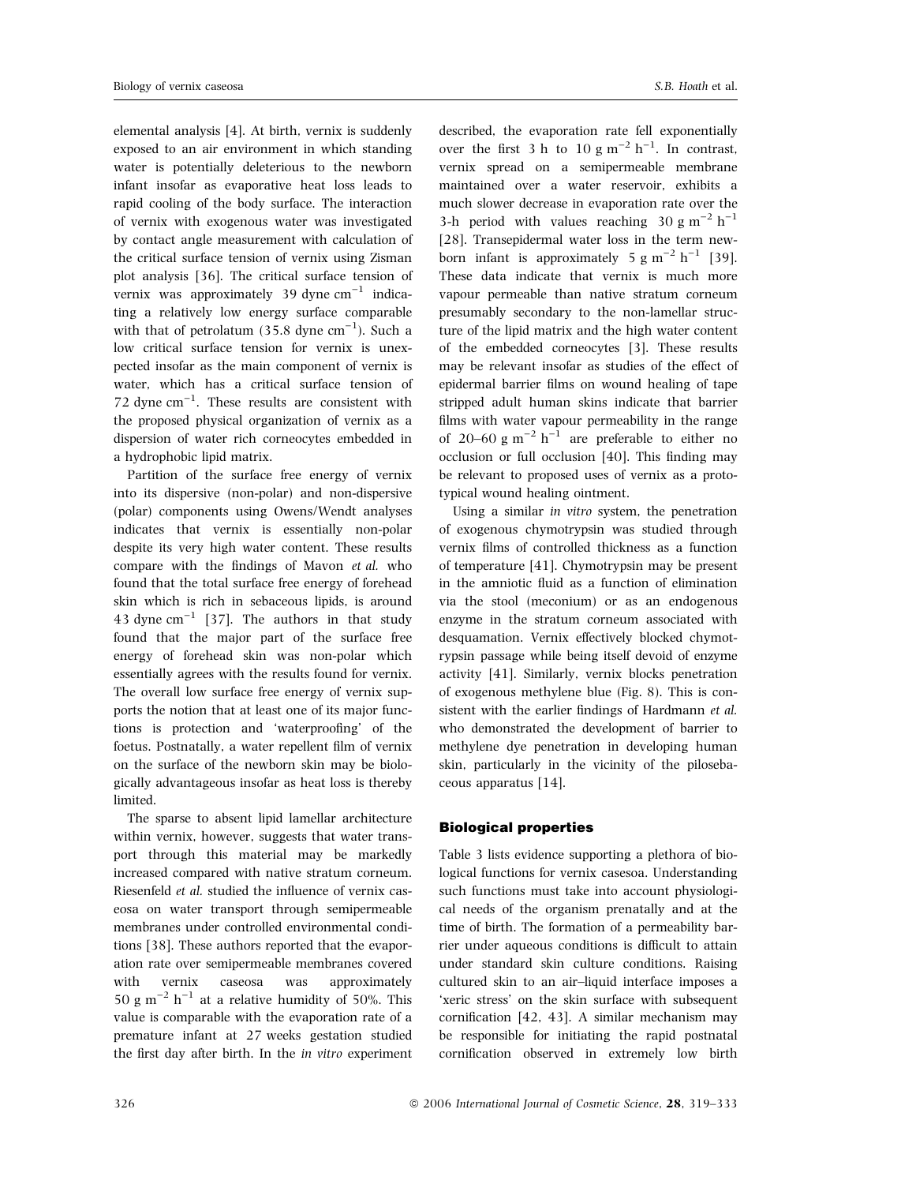elemental analysis [4]. At birth, vernix is suddenly exposed to an air environment in which standing water is potentially deleterious to the newborn infant insofar as evaporative heat loss leads to rapid cooling of the body surface. The interaction of vernix with exogenous water was investigated by contact angle measurement with calculation of the critical surface tension of vernix using Zisman plot analysis [36]. The critical surface tension of vernix was approximately 39 dyne $cm^{-1}$ indicating a relatively low energy surface comparable with that of petrolatum (35.8 dyne $cm^{-1}$). Such a low critical surface tension for vernix is unexpected insofar as the main component of vernix is water, which has a critical surface tension of 72 dyne $cm^{-1}$. These results are consistent with the proposed physical organization of vernix as a dispersion of water rich corneocytes embedded in a hydrophobic lipid matrix.

Partition of the surface free energy of vernix into its dispersive (non-polar) and non-dispersive (polar) components using Owens/Wendt analyses indicates that vernix is essentially non-polar despite its very high water content. These results compare with the findings of Mavon *et al.* who found that the total surface free energy of forehead skin which is rich in sebaceous lipids, is around 43 dyne $cm^{-1}$ [37]. The authors in that study found that the major part of the surface free energy of forehead skin was non-polar which essentially agrees with the results found for vernix. The overall low surface free energy of vernix supports the notion that at least one of its major functions is protection and 'waterproofing' of the foetus. Postnatally, a water repellent film of vernix on the surface of the newborn skin may be biologically advantageous insofar as heat loss is thereby limited.

The sparse to absent lipid lamellar architecture within vernix, however, suggests that water transport through this material may be markedly increased compared with native stratum corneum. Riesenfeld *et al.* studied the influence of vernix caseosa on water transport through semipermeable membranes under controlled environmental conditions [38]. These authors reported that the evaporation rate over semipermeable membranes covered with vernix caseosa was approximately 50 g $m^{-2}$ $h^{-1}$ at a relative humidity of 50%. This value is comparable with the evaporation rate of a premature infant at 27 weeks gestation studied the first day after birth. In the *in vitro* experiment described, the evaporation rate fell exponentially over the first 3 h to 10 g $m^{-2}$ $h^{-1}$. In contrast, vernix spread on a semipermeable membrane maintained over a water reservoir, exhibits a much slower decrease in evaporation rate over the 3-h period with values reaching 30 g $m^{-2}$ $h^{-1}$ [28]. Transepidermal water loss in the term newborn infant is approximately 5 g $m^{-2}$ $h^{-1}$ [39]. These data indicate that vernix is much more vapour permeable than native stratum corneum presumably secondary to the non-lamellar structure of the lipid matrix and the high water content of the embedded corneocytes [3]. These results may be relevant insofar as studies of the effect of epidermal barrier films on wound healing of tape stripped adult human skins indicate that barrier films with water vapour permeability in the range of 20–60 g $m^{-2}$ $h^{-1}$ are preferable to either no occlusion or full occlusion [40]. This finding may be relevant to proposed uses of vernix as a prototypical wound healing ointment.

Using a similar *in vitro* system, the penetration of exogenous chymotrypsin was studied through vernix films of controlled thickness as a function of temperature [41]. Chymotrypsin may be present in the amniotic fluid as a function of elimination via the stool (meconium) or as an endogenous enzyme in the stratum corneum associated with desquamation. Vernix effectively blocked chymotrypsin passage while being itself devoid of enzyme activity [41]. Similarly, vernix blocks penetration of exogenous methylene blue (Fig. 8). This is consistent with the earlier findings of Hardmann *et al.* who demonstrated the development of barrier to methylene dye penetration in developing human skin, particularly in the vicinity of the pilosebaceous apparatus [14].

## Biological properties

Table 3 lists evidence supporting a plethora of biological functions for vernix casesoa. Understanding such functions must take into account physiological needs of the organism prenatally and at the time of birth. The formation of a permeability barrier under aqueous conditions is difficult to attain under standard skin culture conditions. Raising cultured skin to an air–liquid interface imposes a 'xeric stress' on the skin surface with subsequent cornification [42, 43]. A similar mechanism may be responsible for initiating the rapid postnatal cornification observed in extremely low birth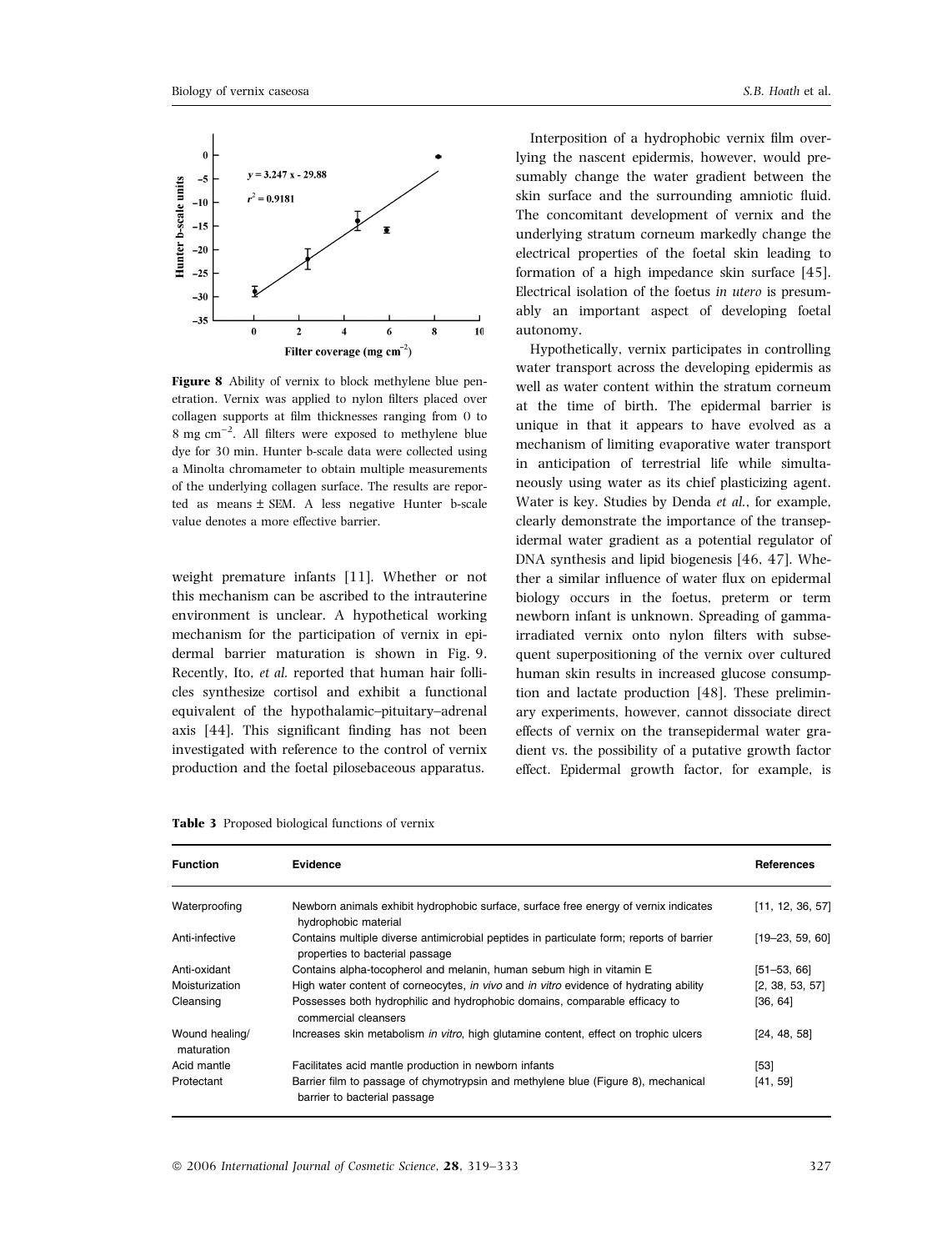Figure 8 Ability of vernix to block methylene blue penetration. Vernix was applied to nylon filters placed over collagen supports at film thicknesses ranging from 0 to 8 mg cm$^{-2}$. All filters were exposed to methylene blue dye for 30 min. Hunter b-scale data were collected using a Minolta chromameter to obtain multiple measurements of the underlying collagen surface. The results are reported as means ± SEM. A less negative Hunter b-scale value denotes a more effective barrier.

weight premature infants [11]. Whether or not this mechanism can be ascribed to the intrauterine environment is unclear. A hypothetical working mechanism for the participation of vernix in epidermal barrier maturation is shown in Fig. 9. Recently, Ito, *et al.* reported that human hair follicles synthesize cortisol and exhibit a functional equivalent of the hypothalamic–pituitary–adrenal axis [44]. This significant finding has not been investigated with reference to the control of vernix production and the foetal pilosebaceous apparatus.

Interposition of a hydrophobic vernix film overlying the nascent epidermis, however, would presumably change the water gradient between the skin surface and the surrounding amniotic fluid. The concomitant development of vernix and the underlying stratum corneum markedly change the electrical properties of the foetal skin leading to formation of a high impedance skin surface [45]. Electrical isolation of the foetus *in utero* is presumably an important aspect of developing foetal autonomy.

Hypothetically, vernix participates in controlling water transport across the developing epidermis as well as water content within the stratum corneum at the time of birth. The epidermal barrier is unique in that it appears to have evolved as a mechanism of limiting evaporative water transport in anticipation of terrestrial life while simultaneously using water as its chief plasticizing agent. Water is key. Studies by Denda *et al.*, for example, clearly demonstrate the importance of the transepidermal water gradient as a potential regulator of DNA synthesis and lipid biogenesis [46, 47]. Whether a similar influence of water flux on epidermal biology occurs in the foetus, preterm or term newborn infant is unknown. Spreading of gamma-irradiated vernix onto nylon filters with subsequent superpositioning of the vernix over cultured human skin results in increased glucose consumption and lactate production [48]. These preliminary experiments, however, cannot dissociate direct effects of vernix on the transepidermal water gradient vs. the possibility of a putative growth factor effect. Epidermal growth factor, for example, is

**Table 3** Proposed biological functions of vernix

| Function | Evidence | References |
|---|---|---|
| Waterproofing | Newborn animals exhibit hydrophobic surface, surface free energy of vernix indicates hydrophobic material | [11, 12, 36, 57] |
| Anti-infective | Contains multiple diverse antimicrobial peptides in particulate form; reports of barrier properties to bacterial passage | [19–23, 59, 60] |
| Anti-oxidant | Contains alpha-tocopherol and melanin, human sebum high in vitamin E | [51–53, 66] |
| Moisturization | High water content of corneocytes, *in vivo* and *in vitro* evidence of hydrating ability | [2, 38, 53, 57] |
| Cleansing | Possesses both hydrophilic and hydrophobic domains, comparable efficacy to commercial cleansers | [36, 64] |
| Wound healing/ maturation | Increases skin metabolism *in vitro*, high glutamine content, effect on trophic ulcers | [24, 48, 58] |
| Acid mantle | Facilitates acid mantle production in newborn infants | [53] |
| Protectant | Barrier film to passage of chymotrypsin and methylene blue (Figure 8), mechanical barrier to bacterial passage | [41, 59] |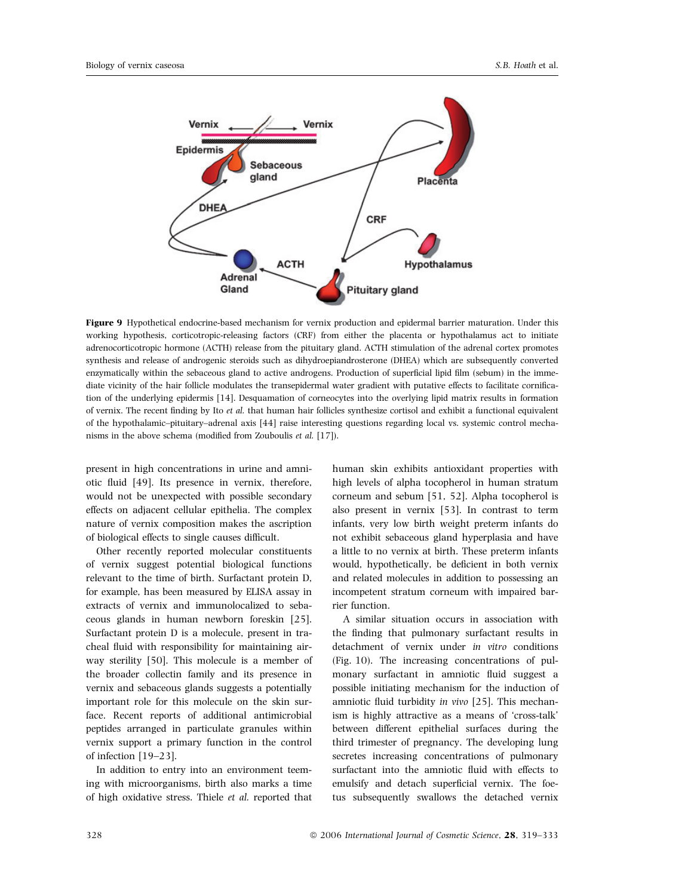**Figure 9** Hypothetical endocrine-based mechanism for vernix production and epidermal barrier maturation. Under this working hypothesis, corticotropic-releasing factors (CRF) from either the placenta or hypothalamus act to initiate adrenocorticotropic hormone (ACTH) release from the pituitary gland. ACTH stimulation of the adrenal cortex promotes synthesis and release of androgenic steroids such as dihydroepiandrosterone (DHEA) which are subsequently converted enzymatically within the sebaceous gland to active androgens. Production of superficial lipid film (sebum) in the immediate vicinity of the hair follicle modulates the transepidermal water gradient with putative effects to facilitate cornification of the underlying epidermis [14]. Desquamation of corneocytes into the overlying lipid matrix results in formation of vernix. The recent finding by Ito *et al.* that human hair follicles synthesize cortisol and exhibit a functional equivalent of the hypothalamic–pituitary–adrenal axis [44] raise interesting questions regarding local vs. systemic control mechanisms in the above schema (modified from Zouboulis *et al.* [17]).

present in high concentrations in urine and amniotic fluid [49]. Its presence in vernix, therefore, would not be unexpected with possible secondary effects on adjacent cellular epithelia. The complex nature of vernix composition makes the ascription of biological effects to single causes difficult.

Other recently reported molecular constituents of vernix suggest potential biological functions relevant to the time of birth. Surfactant protein D, for example, has been measured by ELISA assay in extracts of vernix and immunolocalized to sebaceous glands in human newborn foreskin [25]. Surfactant protein D is a molecule, present in tracheal fluid with responsibility for maintaining airway sterility [50]. This molecule is a member of the broader collectin family and its presence in vernix and sebaceous glands suggests a potentially important role for this molecule on the skin surface. Recent reports of additional antimicrobial peptides arranged in particulate granules within vernix support a primary function in the control of infection [19–23].

In addition to entry into an environment teeming with microorganisms, birth also marks a time of high oxidative stress. Thiele *et al.* reported that human skin exhibits antioxidant properties with high levels of alpha tocopherol in human stratum corneum and sebum [51, 52]. Alpha tocopherol is also present in vernix [53]. In contrast to term infants, very low birth weight preterm infants do not exhibit sebaceous gland hyperplasia and have a little to no vernix at birth. These preterm infants would, hypothetically, be deficient in both vernix and related molecules in addition to possessing an incompetent stratum corneum with impaired barrier function.

A similar situation occurs in association with the finding that pulmonary surfactant results in detachment of vernix under *in vitro* conditions (Fig. 10). The increasing concentrations of pulmonary surfactant in amniotic fluid suggest a possible initiating mechanism for the induction of amniotic fluid turbidity *in vivo* [25]. This mechanism is highly attractive as a means of 'cross-talk' between different epithelial surfaces during the third trimester of pregnancy. The developing lung secretes increasing concentrations of pulmonary surfactant into the amniotic fluid with effects to emulsify and detach superficial vernix. The foetus subsequently swallows the detached vernix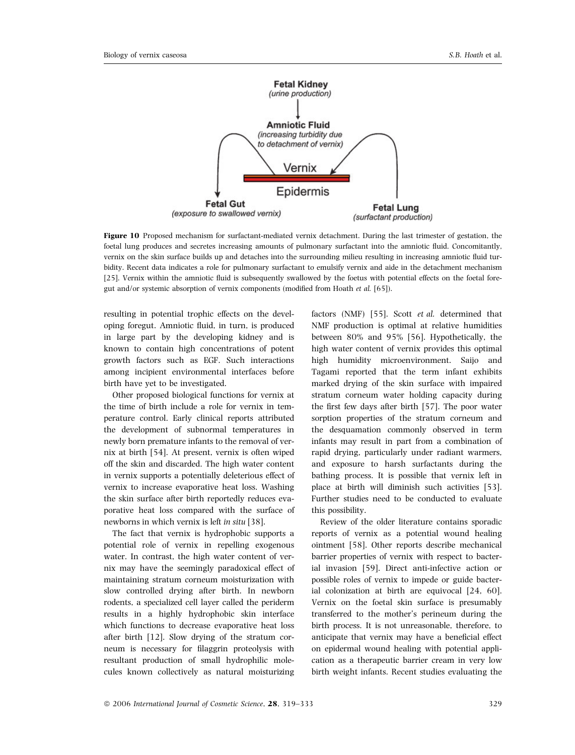Fetal Kidney
(urine production)

Amniotic Fluid
(increasing turbidity due to detachment of vernix)

Vernix

Epidermis

Fetal Gut
(exposure to swallowed vernix)

Fetal Lung
(surfactant production)

**Figure 10** Proposed mechanism for surfactant-mediated vernix detachment. During the last trimester of gestation, the foetal lung produces and secretes increasing amounts of pulmonary surfactant into the amniotic fluid. Concomitantly, vernix on the skin surface builds up and detaches into the surrounding milieu resulting in increasing amniotic fluid turbidity. Recent data indicates a role for pulmonary surfactant to emulsify vernix and aide in the detachment mechanism [25]. Vernix within the amniotic fluid is subsequently swallowed by the foetus with potential effects on the foetal foregut and/or systemic absorption of vernix components (modified from Hoath *et al.* [65]).

resulting in potential trophic effects on the developing foregut. Amniotic fluid, in turn, is produced in large part by the developing kidney and is known to contain high concentrations of potent growth factors such as EGF. Such interactions among incipient environmental interfaces before birth have yet to be investigated.

Other proposed biological functions for vernix at the time of birth include a role for vernix in temperature control. Early clinical reports attributed the development of subnormal temperatures in newly born premature infants to the removal of vernix at birth [54]. At present, vernix is often wiped off the skin and discarded. The high water content in vernix supports a potentially deleterious effect of vernix to increase evaporative heat loss. Washing the skin surface after birth reportedly reduces evaporative heat loss compared with the surface of newborns in which vernix is left *in situ* [38].

The fact that vernix is hydrophobic supports a potential role of vernix in repelling exogenous water. In contrast, the high water content of vernix may have the seemingly paradoxical effect of maintaining stratum corneum moisturization with slow controlled drying after birth. In newborn rodents, a specialized cell layer called the periderm results in a highly hydrophobic skin interface which functions to decrease evaporative heat loss after birth [12]. Slow drying of the stratum corneum is necessary for filaggrin proteolysis with resultant production of small hydrophilic molecules known collectively as natural moisturizing factors (NMF) [55]. Scott *et al.* determined that NMF production is optimal at relative humidities between 80% and 95% [56]. Hypothetically, the high water content of vernix provides this optimal high humidity microenvironment. Saijo and Tagami reported that the term infant exhibits marked drying of the skin surface with impaired stratum corneum water holding capacity during the first few days after birth [57]. The poor water sorption properties of the stratum corneum and the desquamation commonly observed in term infants may result in part from a combination of rapid drying, particularly under radiant warmers, and exposure to harsh surfactants during the bathing process. It is possible that vernix left in place at birth will diminish such activities [53]. Further studies need to be conducted to evaluate this possibility.

Review of the older literature contains sporadic reports of vernix as a potential wound healing ointment [58]. Other reports describe mechanical barrier properties of vernix with respect to bacterial invasion [59]. Direct anti-infective action or possible roles of vernix to impede or guide bacterial colonization at birth are equivocal [24, 60]. Vernix on the foetal skin surface is presumably transferred to the mother's perineum during the birth process. It is not unreasonable, therefore, to anticipate that vernix may have a beneficial effect on epidermal wound healing with potential application as a therapeutic barrier cream in very low birth weight infants. Recent studies evaluating the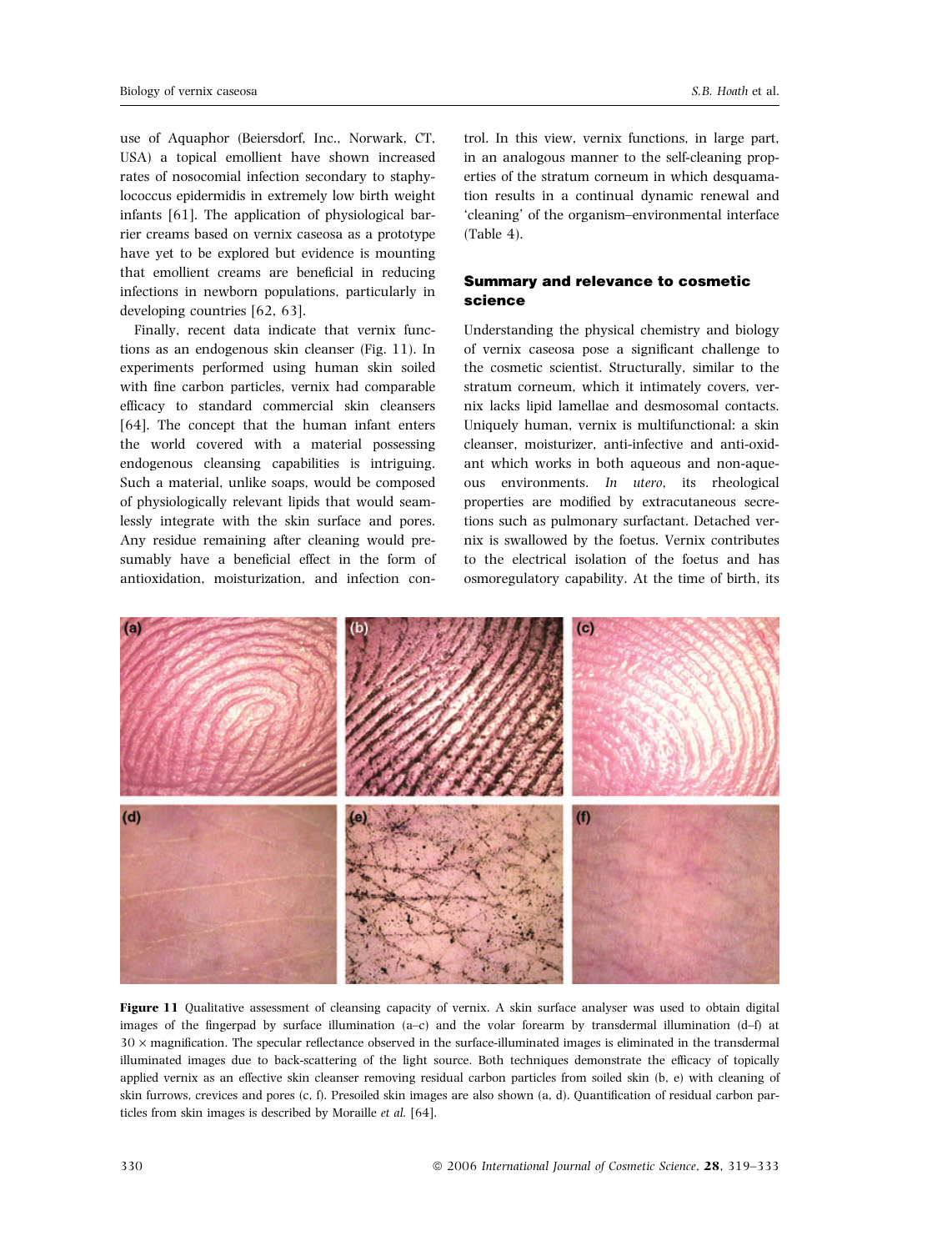use of Aquaphor (Beiersdorf, Inc., Norwark, CT, USA) a topical emollient have shown increased rates of nosocomial infection secondary to staphylococcus epidermidis in extremely low birth weight infants [61]. The application of physiological barrier creams based on vernix caseosa as a prototype have yet to be explored but evidence is mounting that emollient creams are beneficial in reducing infections in newborn populations, particularly in developing countries [62, 63].

Finally, recent data indicate that vernix functions as an endogenous skin cleanser (Fig. 11). In experiments performed using human skin soiled with fine carbon particles, vernix had comparable efficacy to standard commercial skin cleansers [64]. The concept that the human infant enters the world covered with a material possessing endogenous cleansing capabilities is intriguing. Such a material, unlike soaps, would be composed of physiologically relevant lipids that would seamlessly integrate with the skin surface and pores. Any residue remaining after cleaning would presumably have a beneficial effect in the form of antioxidation, moisturization, and infection control. In this view, vernix functions, in large part, in an analogous manner to the self-cleaning properties of the stratum corneum in which desquamation results in a continual dynamic renewal and 'cleaning' of the organism–environmental interface (Table 4).

## Summary and relevance to cosmetic science

Understanding the physical chemistry and biology of vernix caseosa pose a significant challenge to the cosmetic scientist. Structurally, similar to the stratum corneum, which it intimately covers, vernix lacks lipid lamellae and desmosomal contacts. Uniquely human, vernix is multifunctional: a skin cleanser, moisturizer, anti-infective and anti-oxidant which works in both aqueous and non-aqueous environments. *In utero*, its rheological properties are modified by extracutaneous secretions such as pulmonary surfactant. Detached vernix is swallowed by the foetus. Vernix contributes to the electrical isolation of the foetus and has osmoregulatory capability. At the time of birth, its

**Figure 11** Qualitative assessment of cleansing capacity of vernix. A skin surface analyser was used to obtain digital images of the fingerpad by surface illumination (a–c) and the volar forearm by transdermal illumination (d–f) at 30 × magnification. The specular reflectance observed in the surface-illuminated images is eliminated in the transdermal illuminated images due to back-scattering of the light source. Both techniques demonstrate the efficacy of topically applied vernix as an effective skin cleanser removing residual carbon particles from soiled skin (b, e) with cleaning of skin furrows, crevices and pores (c, f). Presoiled skin images are also shown (a, d). Quantification of residual carbon particles from skin images is described by Moraille *et al.* [64].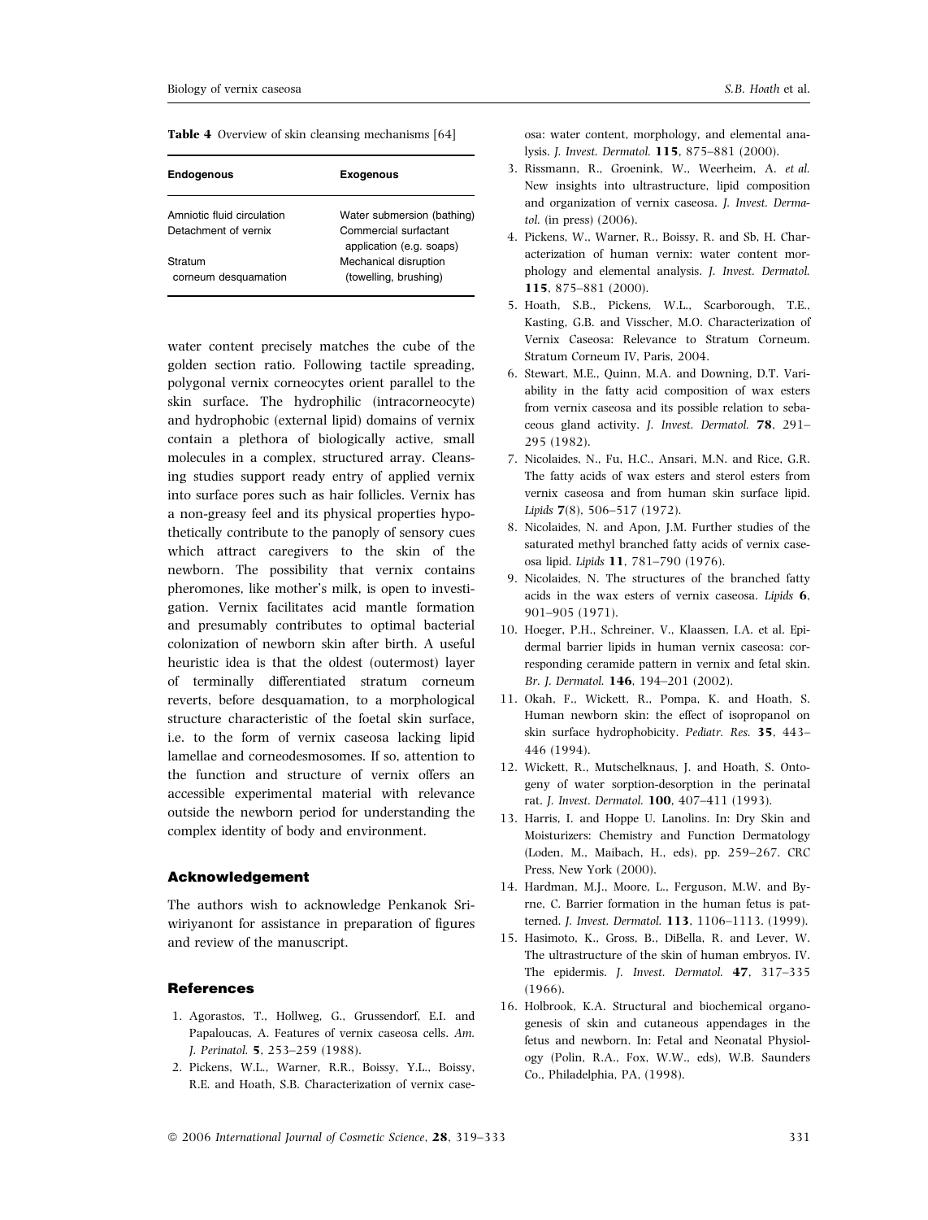**Table 4** Overview of skin cleansing mechanisms [64]

| Endogenous | Exogenous |
|---|---|
| Amniotic fluid circulation | Water submersion (bathing) |
| Detachment of vernix | Commercial surfactant application (e.g. soaps) |
| Stratum corneum desquamation | Mechanical disruption (towelling, brushing) |

water content precisely matches the cube of the golden section ratio. Following tactile spreading, polygonal vernix corneocytes orient parallel to the skin surface. The hydrophilic (intracorneocyte) and hydrophobic (external lipid) domains of vernix contain a plethora of biologically active, small molecules in a complex, structured array. Cleansing studies support ready entry of applied vernix into surface pores such as hair follicles. Vernix has a non-greasy feel and its physical properties hypothetically contribute to the panoply of sensory cues which attract caregivers to the skin of the newborn. The possibility that vernix contains pheromones, like mother's milk, is open to investigation. Vernix facilitates acid mantle formation and presumably contributes to optimal bacterial colonization of newborn skin after birth. A useful heuristic idea is that the oldest (outermost) layer of terminally differentiated stratum corneum reverts, before desquamation, to a morphological structure characteristic of the foetal skin surface, i.e. to the form of vernix caseosa lacking lipid lamellae and corneodesmosomes. If so, attention to the function and structure of vernix offers an accessible experimental material with relevance outside the newborn period for understanding the complex identity of body and environment.

## Acknowledgement

The authors wish to acknowledge Penkanok Sriwiriyanont for assistance in preparation of figures and review of the manuscript.

## References

1. Agorastos, T., Hollweg, G., Grussendorf, E.I. and Papaloucas, A. Features of vernix caseosa cells. *Am. J. Perinatol.* **5**, 253–259 (1988).
2. Pickens, W.L., Warner, R.R., Boissy, Y.L., Boissy, R.E. and Hoath, S.B. Characterization of vernix caseosa: water content, morphology, and elemental analysis. *J. Invest. Dermatol.* **115**, 875–881 (2000).
3. Rissmann, R., Groenink, W., Weerheim, A. *et al.* New insights into ultrastructure, lipid composition and organization of vernix caseosa. *J. Invest. Dermatol.* (in press) (2006).
4. Pickens, W., Warner, R., Boissy, R. and Sb, H. Characterization of human vernix: water content morphology and elemental analysis. *J. Invest. Dermatol.* **115**, 875–881 (2000).
5. Hoath, S.B., Pickens, W.L., Scarborough, T.E., Kasting, G.B. and Visscher, M.O. Characterization of Vernix Caseosa: Relevance to Stratum Corneum. Stratum Corneum IV, Paris, 2004.
6. Stewart, M.E., Quinn, M.A. and Downing, D.T. Variability in the fatty acid composition of wax esters from vernix caseosa and its possible relation to sebaceous gland activity. *J. Invest. Dermatol.* **78**, 291–295 (1982).
7. Nicolaides, N., Fu, H.C., Ansari, M.N. and Rice, G.R. The fatty acids of wax esters and sterol esters from vernix caseosa and from human skin surface lipid. *Lipids* **7**(8), 506–517 (1972).
8. Nicolaides, N. and Apon, J.M. Further studies of the saturated methyl branched fatty acids of vernix caseosa lipid. *Lipids* **11**, 781–790 (1976).
9. Nicolaides, N. The structures of the branched fatty acids in the wax esters of vernix caseosa. *Lipids* **6**, 901–905 (1971).
10. Hoeger, P.H., Schreiner, V., Klaassen, I.A. et al. Epidermal barrier lipids in human vernix caseosa: corresponding ceramide pattern in vernix and fetal skin. *Br. J. Dermatol.* **146**, 194–201 (2002).
11. Okah, F., Wickett, R., Pompa, K. and Hoath, S. Human newborn skin: the effect of isopropanol on skin surface hydrophobicity. *Pediatr. Res.* **35**, 443–446 (1994).
12. Wickett, R., Mutschelknaus, J. and Hoath, S. Ontogeny of water sorption-desorption in the perinatal rat. *J. Invest. Dermatol.* **100**, 407–411 (1993).
13. Harris, I. and Hoppe U. Lanolins. In: Dry Skin and Moisturizers: Chemistry and Function Dermatology (Loden, M., Maibach, H., eds), pp. 259–267. CRC Press, New York (2000).
14. Hardman, M.J., Moore, L., Ferguson, M.W. and Byrne, C. Barrier formation in the human fetus is patterned. *J. Invest. Dermatol.* **113**, 1106–1113. (1999).
15. Hasimoto, K., Gross, B., DiBella, R. and Lever, W. The ultrastructure of the skin of human embryos. IV. The epidermis. *J. Invest. Dermatol.* **47**, 317–335 (1966).
16. Holbrook, K.A. Structural and biochemical organogenesis of skin and cutaneous appendages in the fetus and newborn. In: Fetal and Neonatal Physiology (Polin, R.A., Fox, W.W., eds), W.B. Saunders Co., Philadelphia, PA, (1998).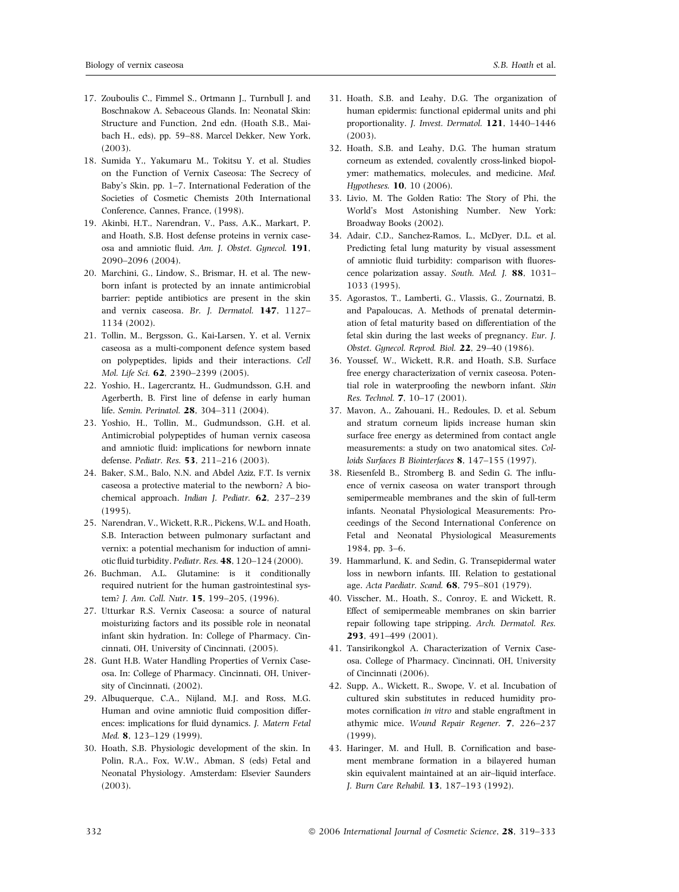17. Zouboulis C., Fimmel S., Ortmann J., Turnbull J. and Boschnakow A. Sebaceous Glands. In: Neonatal Skin: Structure and Function, 2nd edn. (Hoath S.B., Maibach H., eds), pp. 59–88. Marcel Dekker, New York, (2003).
18. Sumida Y., Yakumaru M., Tokitsu Y. et al. Studies on the Function of Vernix Caseosa: The Secrecy of Baby's Skin, pp. 1–7. International Federation of the Societies of Cosmetic Chemists 20th International Conference, Cannes, France, (1998).
19. Akinbi, H.T., Narendran, V., Pass, A.K., Markart, P. and Hoath, S.B. Host defense proteins in vernix caseosa and amniotic fluid. *Am. J. Obstet. Gynecol.* **191**, 2090–2096 (2004).
20. Marchini, G., Lindow, S., Brismar, H. et al. The newborn infant is protected by an innate antimicrobial barrier: peptide antibiotics are present in the skin and vernix caseosa. *Br. J. Dermatol.* **147**, 1127–1134 (2002).
21. Tollin, M., Bergsson, G., Kai-Larsen, Y. et al. Vernix caseosa as a multi-component defence system based on polypeptides, lipids and their interactions. *Cell Mol. Life Sci.* **62**, 2390–2399 (2005).
22. Yoshio, H., Lagercrantz, H., Gudmundsson, G.H. and Agerberth, B. First line of defense in early human life. *Semin. Perinatol.* **28**, 304–311 (2004).
23. Yoshio, H., Tollin, M., Gudmundsson, G.H. et al. Antimicrobial polypeptides of human vernix caseosa and amniotic fluid: implications for newborn innate defense. *Pediatr. Res.* **53**, 211–216 (2003).
24. Baker, S.M., Balo, N.N. and Abdel Aziz, F.T. Is vernix caseosa a protective material to the newborn? A biochemical approach. *Indian J. Pediatr.* **62**, 237–239 (1995).
25. Narendran, V., Wickett, R.R., Pickens, W.L. and Hoath, S.B. Interaction between pulmonary surfactant and vernix: a potential mechanism for induction of amniotic fluid turbidity. *Pediatr. Res.* **48**, 120–124 (2000).
26. Buchman, A.L. Glutamine: is it conditionally required nutrient for the human gastrointestinal system? *J. Am. Coll. Nutr.* **15**, 199–205, (1996).
27. Utturkar R.S. Vernix Caseosa: a source of natural moisturizing factors and its possible role in neonatal infant skin hydration. In: College of Pharmacy. Cincinnati, OH, University of Cincinnati, (2005).
28. Gunt H.B. Water Handling Properties of Vernix Caseosa. In: College of Pharmacy. Cincinnati, OH, University of Cincinnati, (2002).
29. Albuquerque, C.A., Nijland, M.J. and Ross, M.G. Human and ovine amniotic fluid composition differences: implications for fluid dynamics. *J. Matern Fetal Med.* **8**, 123–129 (1999).
30. Hoath, S.B. Physiologic development of the skin. In Polin, R.A., Fox, W.W., Abman, S (eds) Fetal and Neonatal Physiology. Amsterdam: Elsevier Saunders (2003).
31. Hoath, S.B. and Leahy, D.G. The organization of human epidermis: functional epidermal units and phi proportionality. *J. Invest. Dermatol.* **121**, 1440–1446 (2003).
32. Hoath, S.B. and Leahy, D.G. The human stratum corneum as extended, covalently cross-linked biopolymer: mathematics, molecules, and medicine. *Med. Hypotheses.* **10**, 10 (2006).
33. Livio, M. The Golden Ratio: The Story of Phi, the World's Most Astonishing Number. New York: Broadway Books (2002).
34. Adair, C.D., Sanchez-Ramos, L., McDyer, D.L. et al. Predicting fetal lung maturity by visual assessment of amniotic fluid turbidity: comparison with fluorescence polarization assay. *South. Med. J.* **88**, 1031–1033 (1995).
35. Agorastos, T., Lamberti, G., Vlassis, G., Zournatzi, B. and Papaloucas, A. Methods of prenatal determination of fetal maturity based on differentiation of the fetal skin during the last weeks of pregnancy. *Eur. J. Obstet. Gynecol. Reprod. Biol.* **22**, 29–40 (1986).
36. Youssef, W., Wickett, R.R. and Hoath, S.B. Surface free energy characterization of vernix caseosa. Potential role in waterproofing the newborn infant. *Skin Res. Technol.* **7**, 10–17 (2001).
37. Mavon, A., Zahouani, H., Redoules, D. et al. Sebum and stratum corneum lipids increase human skin surface free energy as determined from contact angle measurements: a study on two anatomical sites. *Colloids Surfaces B Biointerfaces* **8**, 147–155 (1997).
38. Riesenfeld B., Stromberg B. and Sedin G. The influence of vernix caseosa on water transport through semipermeable membranes and the skin of full-term infants. Neonatal Physiological Measurements: Proceedings of the Second International Conference on Fetal and Neonatal Physiological Measurements 1984, pp. 3–6.
39. Hammarlund, K. and Sedin, G. Transepidermal water loss in newborn infants. III. Relation to gestational age. *Acta Paediatr. Scand.* **68**, 795–801 (1979).
40. Visscher, M., Hoath, S., Conroy, E. and Wickett, R. Effect of semipermeable membranes on skin barrier repair following tape stripping. *Arch. Dermatol. Res.* **293**, 491–499 (2001).
41. Tansirikongkol A. Characterization of Vernix Caseosa. College of Pharmacy. Cincinnati, OH, University of Cincinnati (2006).
42. Supp, A., Wickett, R., Swope, V. et al. Incubation of cultured skin substitutes in reduced humidity promotes cornification *in vitro* and stable engraftment in athymic mice. *Wound Repair Regener.* **7**, 226–237 (1999).
43. Haringer, M. and Hull, B. Cornification and basement membrane formation in a bilayered human skin equivalent maintained at an air–liquid interface. *J. Burn Care Rehabil.* **13**, 187–193 (1992).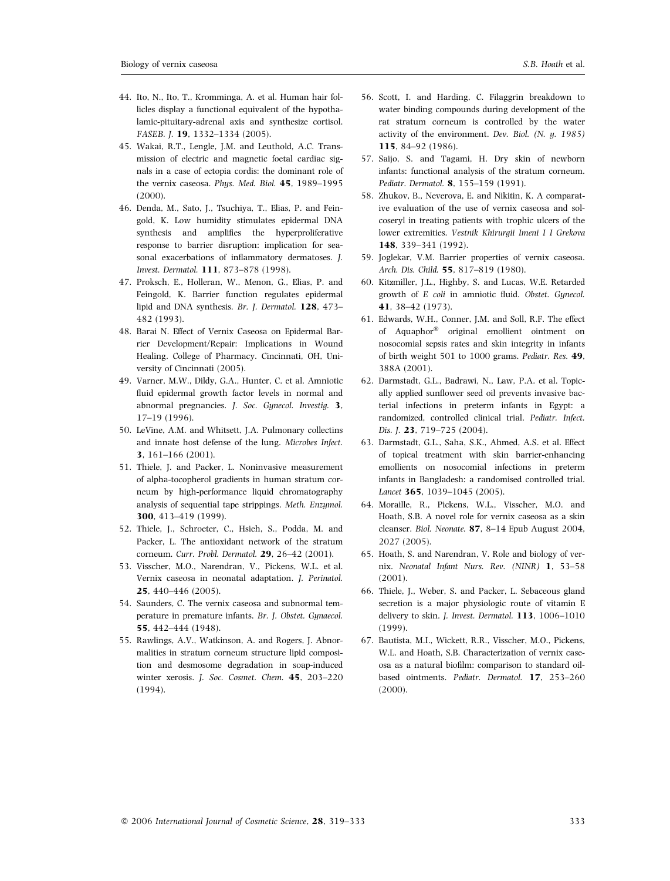44. Ito, N., Ito, T., Kromminga, A. et al. Human hair follicles display a functional equivalent of the hypothalamic-pituitary-adrenal axis and synthesize cortisol. *FASEB. J.* **19**, 1332–1334 (2005).

45. Wakai, R.T., Lengle, J.M. and Leuthold, A.C. Transmission of electric and magnetic foetal cardiac signals in a case of ectopia cordis: the dominant role of the vernix caseosa. *Phys. Med. Biol.* **45**, 1989–1995 (2000).

46. Denda, M., Sato, J., Tsuchiya, T., Elias, P. and Feingold, K. Low humidity stimulates epidermal DNA synthesis and amplifies the hyperproliferative response to barrier disruption: implication for seasonal exacerbations of inflammatory dermatoses. *J. Invest. Dermatol.* **111**, 873–878 (1998).

47. Proksch, E., Holleran, W., Menon, G., Elias, P. and Feingold, K. Barrier function regulates epidermal lipid and DNA synthesis. *Br. J. Dermatol.* **128**, 473–482 (1993).

48. Barai N. Effect of Vernix Caseosa on Epidermal Barrier Development/Repair: Implications in Wound Healing. College of Pharmacy. Cincinnati, OH, University of Cincinnati (2005).

49. Varner, M.W., Dildy, G.A., Hunter, C. et al. Amniotic fluid epidermal growth factor levels in normal and abnormal pregnancies. *J. Soc. Gynecol. Investig.* **3**, 17–19 (1996).

50. LeVine, A.M. and Whitsett, J.A. Pulmonary collectins and innate host defense of the lung. *Microbes Infect.* **3**, 161–166 (2001).

51. Thiele, J. and Packer, L. Noninvasive measurement of alpha-tocopherol gradients in human stratum corneum by high-performance liquid chromatography analysis of sequential tape strippings. *Meth. Enzymol.* **300**, 413–419 (1999).

52. Thiele, J., Schroeter, C., Hsieh, S., Podda, M. and Packer, L. The antioxidant network of the stratum corneum. *Curr. Probl. Dermatol.* **29**, 26–42 (2001).

53. Visscher, M.O., Narendran, V., Pickens, W.L. et al. Vernix caseosa in neonatal adaptation. *J. Perinatol.* **25**, 440–446 (2005).

54. Saunders, C. The vernix caseosa and subnormal temperature in premature infants. *Br. J. Obstet. Gynaecol.* **55**, 442–444 (1948).

55. Rawlings, A.V., Watkinson, A. and Rogers, J. Abnormalities in stratum corneum structure lipid composition and desmosome degradation in soap-induced winter xerosis. *J. Soc. Cosmet. Chem.* **45**, 203–220 (1994).

56. Scott, I. and Harding, C. Filaggrin breakdown to water binding compounds during development of the rat stratum corneum is controlled by the water activity of the environment. *Dev. Biol. (N. y. 1985)* **115**, 84–92 (1986).

57. Saijo, S. and Tagami, H. Dry skin of newborn infants: functional analysis of the stratum corneum. *Pediatr. Dermatol.* **8**, 155–159 (1991).

58. Zhukov, B., Neverova, E. and Nikitin, K. A comparative evaluation of the use of vernix caseosa and solcoseryl in treating patients with trophic ulcers of the lower extremities. *Vestnik Khirurgii Imeni I I Grekova* **148**, 339–341 (1992).

59. Joglekar, V.M. Barrier properties of vernix caseosa. *Arch. Dis. Child.* **55**, 817–819 (1980).

60. Kitzmiller, J.L., Highby, S. and Lucas, W.E. Retarded growth of *E coli* in amniotic fluid. *Obstet. Gynecol.* **41**, 38–42 (1973).

61. Edwards, W.H., Conner, J.M. and Soll, R.F. The effect of Aquaphor® original emollient ointment on nosocomial sepsis rates and skin integrity in infants of birth weight 501 to 1000 grams. *Pediatr. Res.* **49**, 388A (2001).

62. Darmstadt, G.L., Badrawi, N., Law, P.A. et al. Topically applied sunflower seed oil prevents invasive bacterial infections in preterm infants in Egypt: a randomized, controlled clinical trial. *Pediatr. Infect. Dis. J.* **23**, 719–725 (2004).

63. Darmstadt, G.L., Saha, S.K., Ahmed, A.S. et al. Effect of topical treatment with skin barrier-enhancing emollients on nosocomial infections in preterm infants in Bangladesh: a randomised controlled trial. *Lancet* **365**, 1039–1045 (2005).

64. Moraille, R., Pickens, W.L., Visscher, M.O. and Hoath, S.B. A novel role for vernix caseosa as a skin cleanser. *Biol. Neonate.* **87**, 8–14 Epub August 2004, 2027 (2005).

65. Hoath, S. and Narendran, V. Role and biology of vernix. *Neonatal Infant Nurs. Rev. (NINR)* **1**, 53–58 (2001).

66. Thiele, J., Weber, S. and Packer, L. Sebaceous gland secretion is a major physiologic route of vitamin E delivery to skin. *J. Invest. Dermatol.* **113**, 1006–1010 (1999).

67. Bautista, M.I., Wickett, R.R., Visscher, M.O., Pickens, W.L. and Hoath, S.B. Characterization of vernix caseosa as a natural biofilm: comparison to standard oil-based ointments. *Pediatr. Dermatol.* **17**, 253–260 (2000).